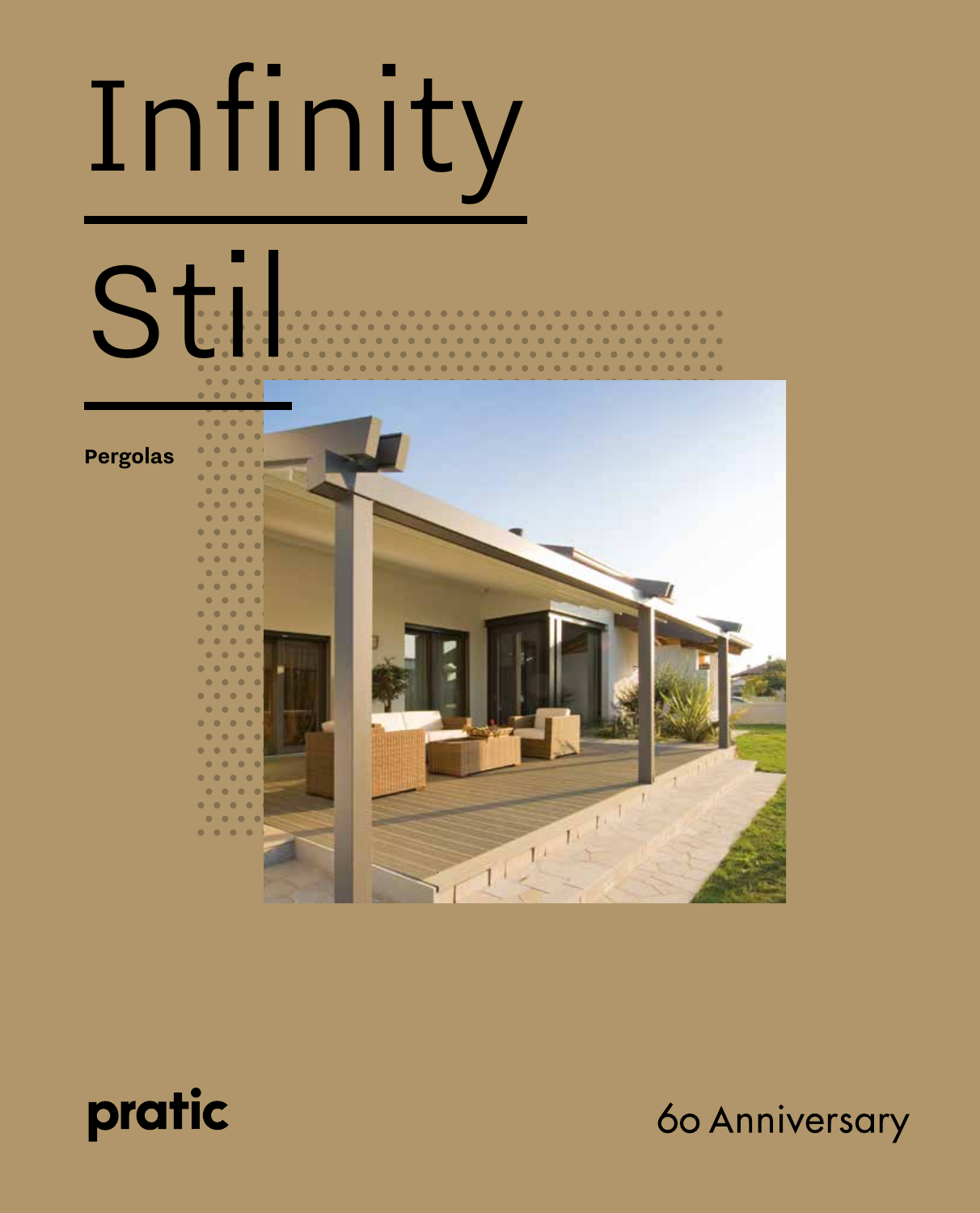# Infinity

# Stil

**Pergolas**

pratic

60 Anniversary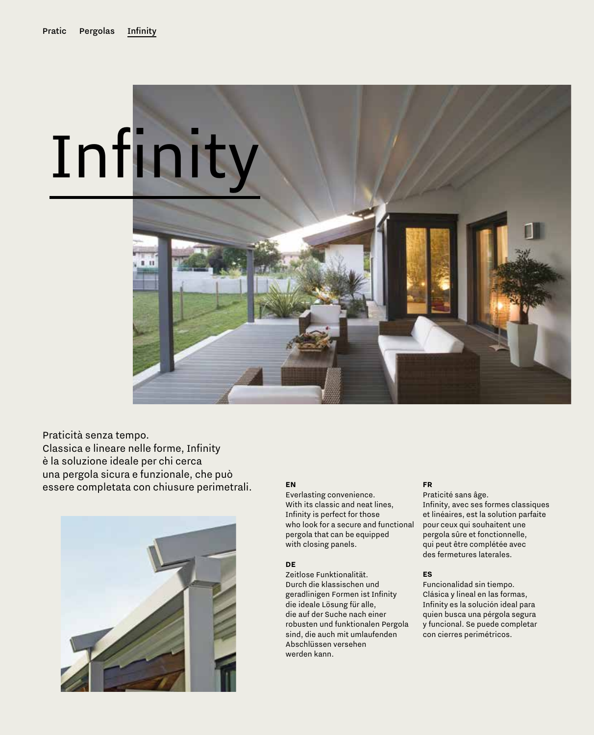# Infinity

Praticità senza tempo.
Classica e lineare nelle forme, Infinity è la soluzione ideale per chi cerca una pergola sicura e funzionale, che può essere completata con chiusure perimetrali.

**EN**
Everlasting convenience.
With its classic and neat lines, Infinity is perfect for those who look for a secure and functional pergola that can be equipped with closing panels.

**DE**
Zeitlose Funktionalität.
Durch die klassischen und geradlinigen Formen ist Infinity die ideale Lösung für alle, die auf der Suche nach einer robusten und funktionalen Pergola sind, die auch mit umlaufenden Abschlüssen versehen werden kann.

**FR**
Praticité sans âge.
Infinity, avec ses formes classiques et linéaires, est la solution parfaite pour ceux qui souhaitent une pergola sûre et fonctionnelle, qui peut être complétée avec des fermetures laterales.

**ES**
Funcionalidad sin tiempo.
Clásica y lineal en las formas, Infinity es la solución ideal para quien busca una pérgola segura y funcional. Se puede completar con cierres perimétricos.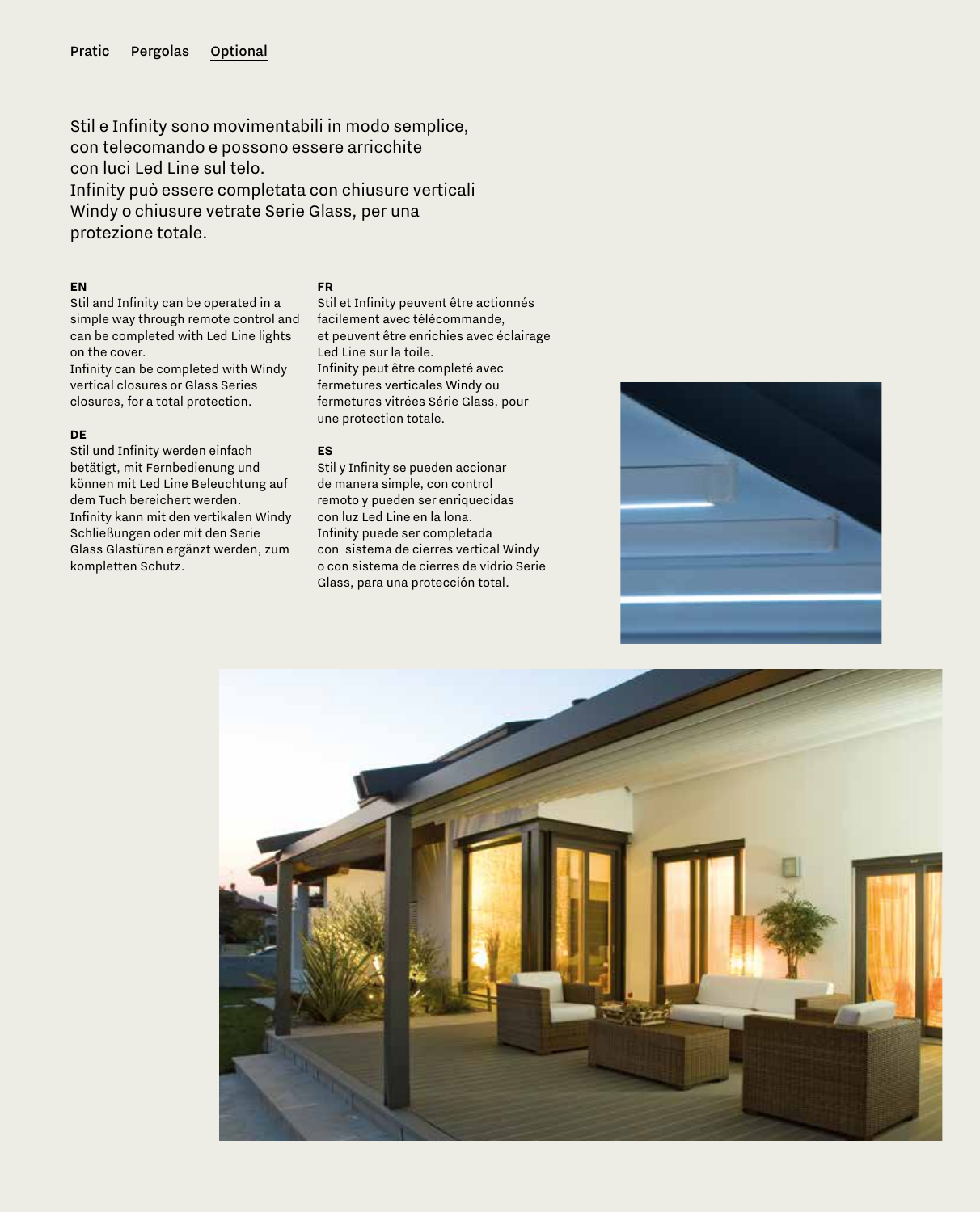Pratic Pergolas Optional

Stil e Infinity sono movimentabili in modo semplice, con telecomando e possono essere arricchite con luci Led Line sul telo.
Infinity può essere completata con chiusure verticali Windy o chiusure vetrate Serie Glass, per una protezione totale.

**EN**
Stil and Infinity can be operated in a simple way through remote control and can be completed with Led Line lights on the cover.
Infinity can be completed with Windy vertical closures or Glass Series closures, for a total protection.

**DE**
Stil und Infinity werden einfach betätigt, mit Fernbedienung und können mit Led Line Beleuchtung auf dem Tuch bereichert werden.
Infinity kann mit den vertikalen Windy Schließungen oder mit den Serie Glass Glastüren ergänzt werden, zum kompletten Schutz.

**FR**
Stil et Infinity peuvent être actionnés facilement avec télécommande, et peuvent être enrichies avec éclairage Led Line sur la toile.
Infinity peut être completé avec fermetures verticales Windy ou fermetures vitrées Série Glass, pour une protection totale.

**ES**
Stil y Infinity se pueden accionar de manera simple, con control remoto y pueden ser enriquecidas con luz Led Line en la lona.
Infinity puede ser completada con sistema de cierres vertical Windy o con sistema de cierres de vidrio Serie Glass, para una protección total.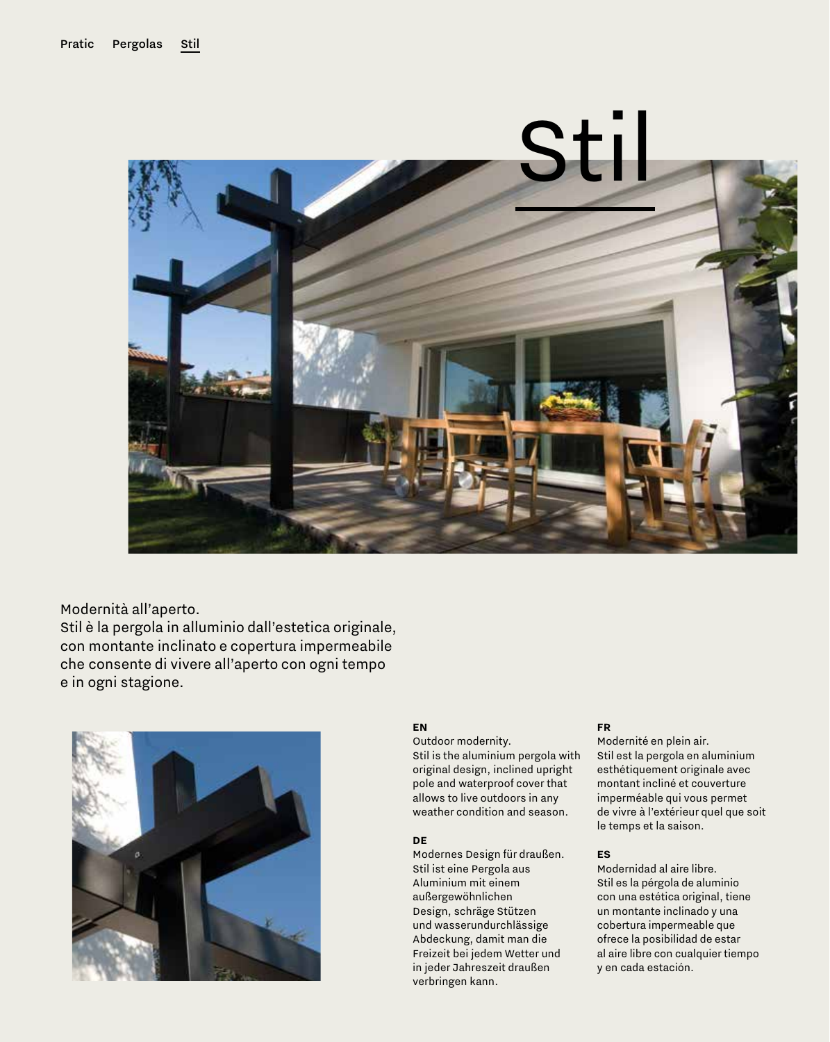Pratic Pergolas Stil

# Stil

Modernità all'aperto.
Stil è la pergola in alluminio dall'estetica originale, con montante inclinato e copertura impermeabile che consente di vivere all'aperto con ogni tempo e in ogni stagione.

**EN**
Outdoor modernity.
Stil is the aluminium pergola with original design, inclined upright pole and waterproof cover that allows to live outdoors in any weather condition and season.

**DE**
Modernes Design für draußen.
Stil ist eine Pergola aus Aluminium mit einem außergewöhnlichen Design, schräge Stützen und wasserundurchlässige Abdeckung, damit man die Freizeit bei jedem Wetter und in jeder Jahreszeit draußen verbringen kann.

**FR**
Modernité en plein air.
Stil est la pergola en aluminium esthétiquement originale avec montant incliné et couverture imperméable qui vous permet de vivre à l'extérieur quel que soit le temps et la saison.

**ES**
Modernidad al aire libre.
Stil es la pérgola de aluminio con una estética original, tiene un montante inclinado y una cobertura impermeable que ofrece la posibilidad de estar al aire libre con cualquier tiempo y en cada estación.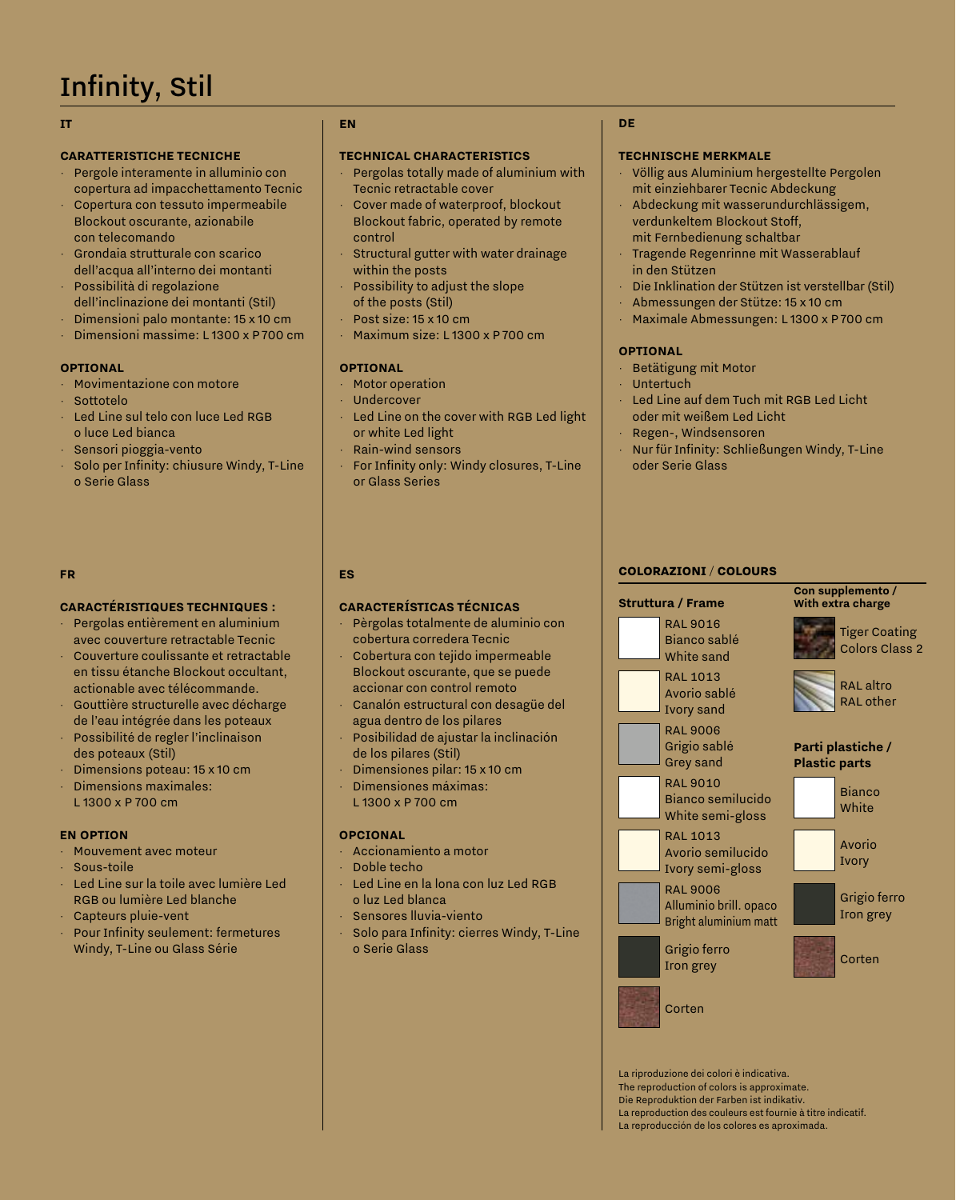# Infinity, Stil

## IT

### CARATTERISTICHE TECNICHE

- Pergole interamente in alluminio con copertura ad impacchettamento Tecnic
- Copertura con tessuto impermeabile Blockout oscurante, azionabile con telecomando
- Grondaia strutturale con scarico dell'acqua all'interno dei montanti
- Possibilità di regolazione dell'inclinazione dei montanti (Stil)
- Dimensioni palo montante: 15 x 10 cm
- Dimensioni massime: L 1300 x P 700 cm

### OPTIONAL

- Movimentazione con motore
- Sottotelo
- Led Line sul telo con luce Led RGB o luce Led bianca
- Sensori pioggia-vento
- Solo per Infinity: chiusure Windy, T-Line o Serie Glass

## EN

### TECHNICAL CHARACTERISTICS

- Pergolas totally made of aluminium with Tecnic retractable cover
- Cover made of waterproof, blockout Blockout fabric, operated by remote control
- Structural gutter with water drainage within the posts
- Possibility to adjust the slope of the posts (Stil)
- Post size: 15 x 10 cm
- Maximum size: L 1300 x P 700 cm

### OPTIONAL

- Motor operation
- Undercover
- Led Line on the cover with RGB Led light or white Led light
- Rain-wind sensors
- For Infinity only: Windy closures, T-Line or Glass Series

## DE

### TECHNISCHE MERKMALE

- Völlig aus Aluminium hergestellte Pergolen mit einziehbarer Tecnic Abdeckung
- Abdeckung mit wasserundurchlässigem, verdunkeltem Blockout Stoff, mit Fernbedienung schaltbar
- Tragende Regenrinne mit Wasserablauf in den Stützen
- Die Inklination der Stützen ist verstellbar (Stil)
- Abmessungen der Stütze: 15 x 10 cm
- Maximale Abmessungen: L 1300 x P 700 cm

### OPTIONAL

- Betätigung mit Motor
- Untertuch
- Led Line auf dem Tuch mit RGB Led Licht oder mit weißem Led Licht
- Regen-, Windsensoren
- Nur für Infinity: Schließungen Windy, T-Line oder Serie Glass

## FR

### CARACTÉRISTIQUES TECHNIQUES :

- Pergolas entièrement en aluminium avec couverture retractable Tecnic
- Couverture coulissante et retractable en tissu étanche Blockout occultant, actionable avec télécommande.
- Gouttière structurelle avec décharge de l'eau intégrée dans les poteaux
- Possibilité de regler l'inclinaison des poteaux (Stil)
- Dimensions poteau: 15 x 10 cm
- Dimensions maximales: L 1300 x P 700 cm

### EN OPTION

- Mouvement avec moteur
- Sous-toile
- Led Line sur la toile avec lumière Led RGB ou lumière Led blanche
- Capteurs pluie-vent
- Pour Infinity seulement: fermetures Windy, T-Line ou Glass Série

## ES

### CARACTERÍSTICAS TÉCNICAS

- Pèrgolas totalmente de aluminio con cobertura corredera Tecnic
- Cobertura con tejido impermeable Blockout oscurante, que se puede accionar con control remoto
- Canalón estructural con desagüe del agua dentro de los pilares
- Posibilidad de ajustar la inclinación de los pilares (Stil)
- Pilar: 15 x 10 cm
- Dimensiones máximas: L 1300 x P 700 cm

### OPCIONAL

- Accionamiento a motor
- Doble techo
- Led Line en la lona con luz Led RGB o luz Led blanca
- Sensores lluvia-viento
- Solo para Infinity: cierres Windy, T-Line o Serie Glass

## COLORAZIONI / COLOURS

**Struttura / Frame**

- RAL 9016 Bianco sablé White sand
- RAL 1013 Avorio sablé Ivory sand
- RAL 9006 Grigio sablé Grey sand
- RAL 9010 Bianco semilucido White semi-gloss
- RAL 1013 Avorio semilucido Ivory semi-gloss
- RAL 9006 Alluminio brill. opaco Bright aluminium matt
- Grigio ferro Iron grey
- Corten

**Con supplemento / With extra charge**

- Tiger Coating Colors Class 2
- RAL altro RAL other

**Parti plastiche / Plastic parts**

- Bianco White
- Avorio Ivory
- Grigio ferro Iron grey
- Corten

La riproduzione dei colori è indicativa.
The reproduction of colors is approximate.
Die Reproduktion der Farben ist indikativ.
La reproduction des couleurs est fournie à titre indicatif.
La reproducción de los colores es aproximada.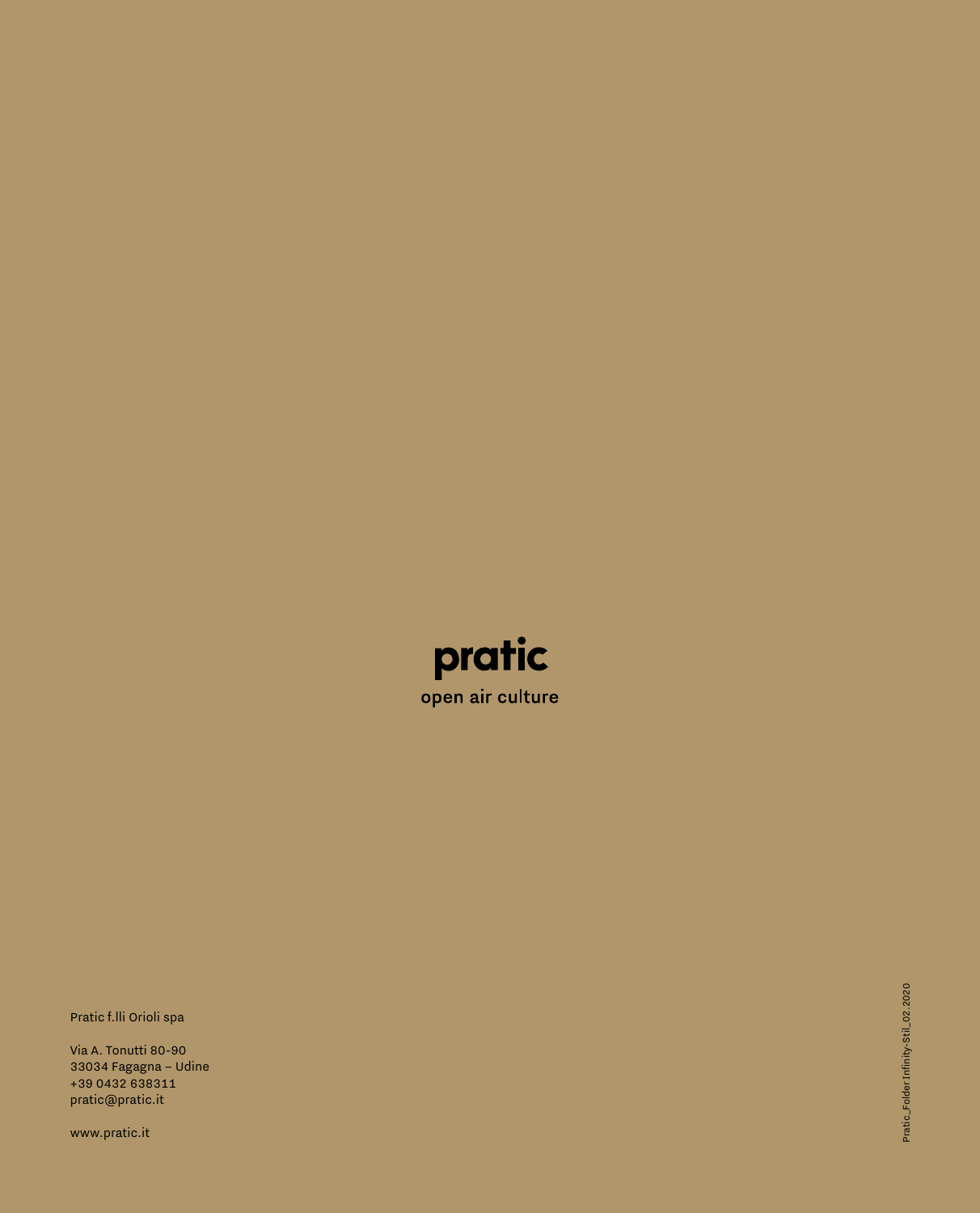pratic

open air culture

Pratic f.lli Orioli spa

Via A. Tonutti 80-90
33034 Fagagna – Udine
+39 0432 638311
pratic@pratic.it

www.pratic.it

Pratic_Folder Infinity-Stil_02.2020